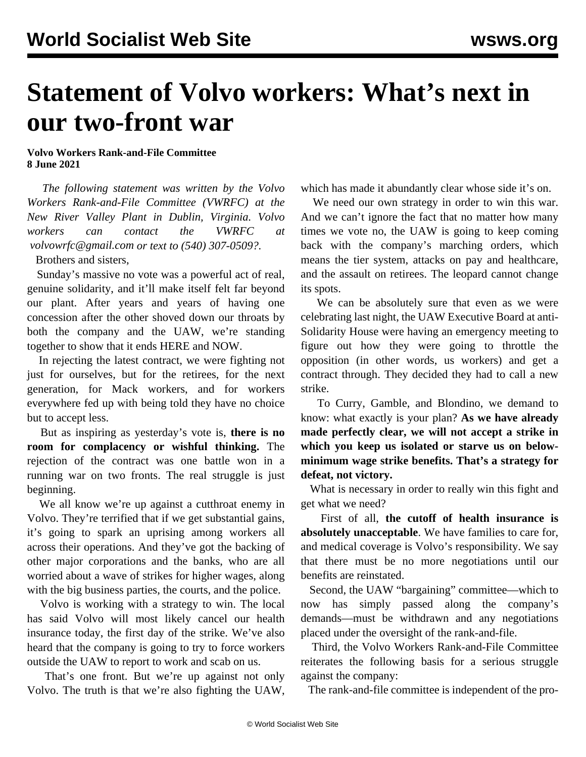# Statement of Volvo workers: What's next in our two-front war

**Volvo Workers Rank-and-File Committee**
**8 June 2021**

*The following statement was written by the Volvo Workers Rank-and-File Committee (VWRFC) at the New River Valley Plant in Dublin, Virginia. Volvo workers can contact the VWRFC at volvowrfc@gmail.com or text to (540) 307-0509?.*

Brothers and sisters,

Sunday's massive no vote was a powerful act of real, genuine solidarity, and it'll make itself felt far beyond our plant. After years and years of having one concession after the other shoved down our throats by both the company and the UAW, we're standing together to show that it ends HERE and NOW.

In rejecting the latest contract, we were fighting not just for ourselves, but for the retirees, for the next generation, for Mack workers, and for workers everywhere fed up with being told they have no choice but to accept less.

But as inspiring as yesterday's vote is, **there is no room for complacency or wishful thinking.** The rejection of the contract was one battle won in a running war on two fronts. The real struggle is just beginning.

We all know we're up against a cutthroat enemy in Volvo. They're terrified that if we get substantial gains, it's going to spark an uprising among workers all across their operations. And they've got the backing of other major corporations and the banks, who are all worried about a wave of strikes for higher wages, along with the big business parties, the courts, and the police.

Volvo is working with a strategy to win. The local has said Volvo will most likely cancel our health insurance today, the first day of the strike. We've also heard that the company is going to try to force workers outside the UAW to report to work and scab on us.

That's one front. But we're up against not only Volvo. The truth is that we're also fighting the UAW, which has made it abundantly clear whose side it's on.

We need our own strategy in order to win this war. And we can't ignore the fact that no matter how many times we vote no, the UAW is going to keep coming back with the company's marching orders, which means the tier system, attacks on pay and healthcare, and the assault on retirees. The leopard cannot change its spots.

We can be absolutely sure that even as we were celebrating last night, the UAW Executive Board at anti-Solidarity House were having an emergency meeting to figure out how they were going to throttle the opposition (in other words, us workers) and get a contract through. They decided they had to call a new strike.

To Curry, Gamble, and Blondino, we demand to know: what exactly is your plan? **As we have already made perfectly clear, we will not accept a strike in which you keep us isolated or starve us on below-minimum wage strike benefits. That's a strategy for defeat, not victory.**

What is necessary in order to really win this fight and get what we need?

First of all, **the cutoff of health insurance is absolutely unacceptable**. We have families to care for, and medical coverage is Volvo's responsibility. We say that there must be no more negotiations until our benefits are reinstated.

Second, the UAW "bargaining" committee—which to now has simply passed along the company's demands—must be withdrawn and any negotiations placed under the oversight of the rank-and-file.

Third, the Volvo Workers Rank-and-File Committee reiterates the following basis for a serious struggle against the company:

The rank-and-file committee is independent of the pro-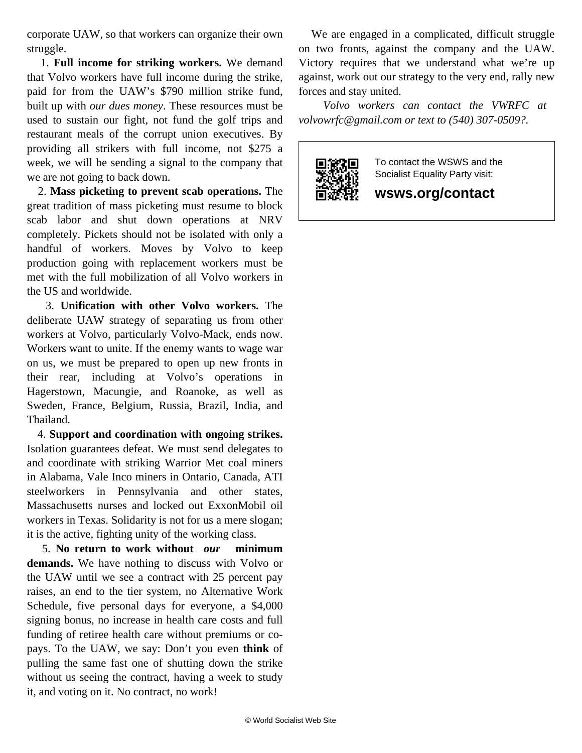corporate UAW, so that workers can organize their own struggle.

1. **Full income for striking workers.** We demand that Volvo workers have full income during the strike, paid for from the UAW's $790 million strike fund, built up with *our dues money*. These resources must be used to sustain our fight, not fund the golf trips and restaurant meals of the corrupt union executives. By providing all strikers with full income, not $275 a week, we will be sending a signal to the company that we are not going to back down.

2. **Mass picketing to prevent scab operations.** The great tradition of mass picketing must resume to block scab labor and shut down operations at NRV completely. Pickets should not be isolated with only a handful of workers. Moves by Volvo to keep production going with replacement workers must be met with the full mobilization of all Volvo workers in the US and worldwide.

3. **Unification with other Volvo workers.** The deliberate UAW strategy of separating us from other workers at Volvo, particularly Volvo-Mack, ends now. Workers want to unite. If the enemy wants to wage war on us, we must be prepared to open up new fronts in their rear, including at Volvo's operations in Hagerstown, Macungie, and Roanoke, as well as Sweden, France, Belgium, Russia, Brazil, India, and Thailand.

4. **Support and coordination with ongoing strikes.** Isolation guarantees defeat. We must send delegates to and coordinate with striking Warrior Met coal miners in Alabama, Vale Inco miners in Ontario, Canada, ATI steelworkers in Pennsylvania and other states, Massachusetts nurses and locked out ExxonMobil oil workers in Texas. Solidarity is not for us a mere slogan; it is the active, fighting unity of the working class.

5. **No return to work without *our* minimum demands.** We have nothing to discuss with Volvo or the UAW until we see a contract with 25 percent pay raises, an end to the tier system, no Alternative Work Schedule, five personal days for everyone, a $4,000 signing bonus, no increase in health care costs and full funding of retiree health care without premiums or co-pays. To the UAW, we say: Don't you even **think** of pulling the same fast one of shutting down the strike without us seeing the contract, having a week to study it, and voting on it. No contract, no work!

We are engaged in a complicated, difficult struggle on two fronts, against the company and the UAW. Victory requires that we understand what we're up against, work out our strategy to the very end, rally new forces and stay united.

*Volvo workers can contact the VWRFC at volvowrfc@gmail.com or text to (540) 307-0509?.*

To contact the WSWS and the Socialist Equality Party visit:

**wsws.org/contact**